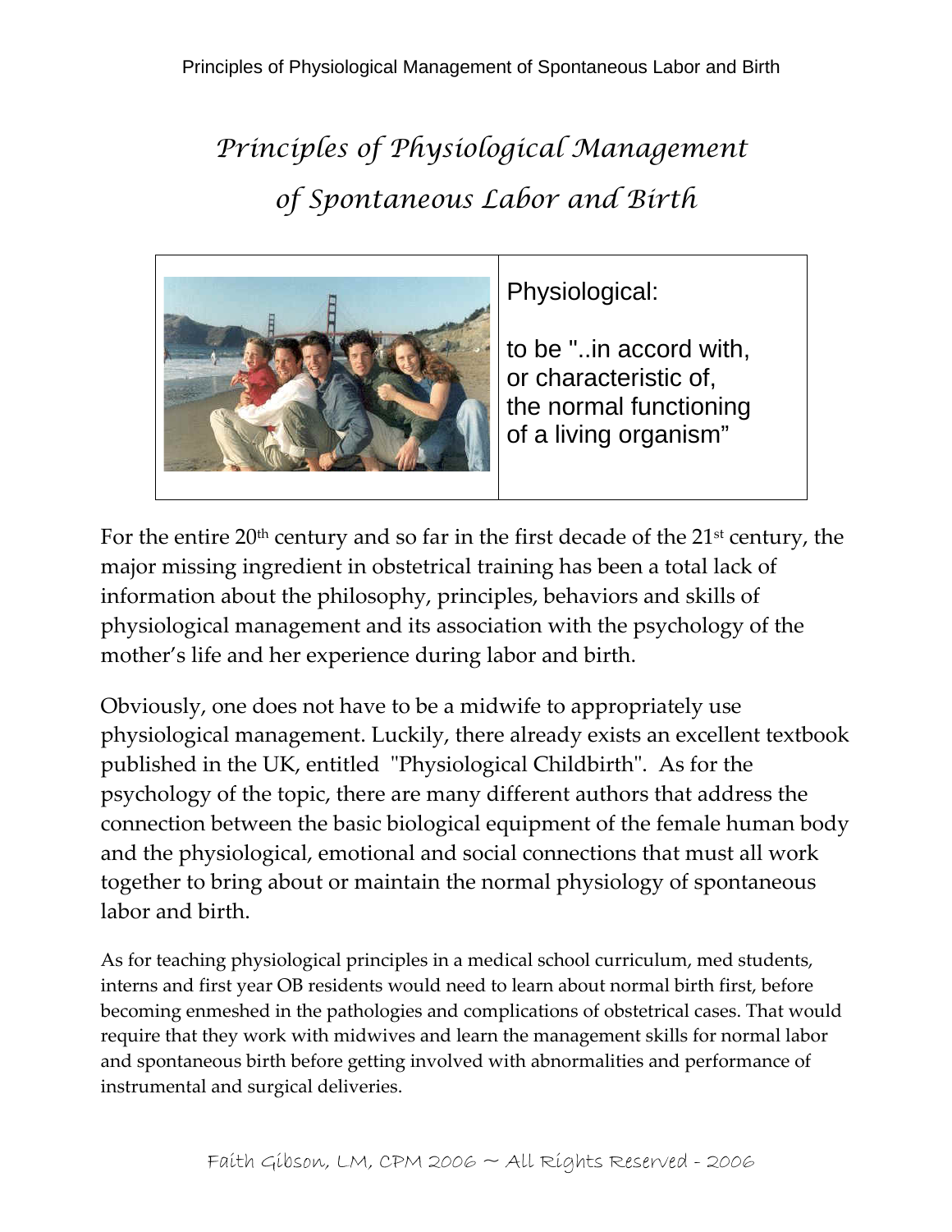# Principles of Physiological Management of Spontaneous Labor and Birth

Physiological:

to be "..in accord with, or characteristic of, the normal functioning of a living organism"

For the entire 20th century and so far in the first decade of the 21st century, the major missing ingredient in obstetrical training has been a total lack of information about the philosophy, principles, behaviors and skills of physiological management and its association with the psychology of the mother's life and her experience during labor and birth.

Obviously, one does not have to be a midwife to appropriately use physiological management. Luckily, there already exists an excellent textbook published in the UK, entitled "Physiological Childbirth". As for the psychology of the topic, there are many different authors that address the connection between the basic biological equipment of the female human body and the physiological, emotional and social connections that must all work together to bring about or maintain the normal physiology of spontaneous labor and birth.

As for teaching physiological principles in a medical school curriculum, med students, interns and first year OB residents would need to learn about normal birth first, before becoming enmeshed in the pathologies and complications of obstetrical cases. That would require that they work with midwives and learn the management skills for normal labor and spontaneous birth before getting involved with abnormalities and performance of instrumental and surgical deliveries.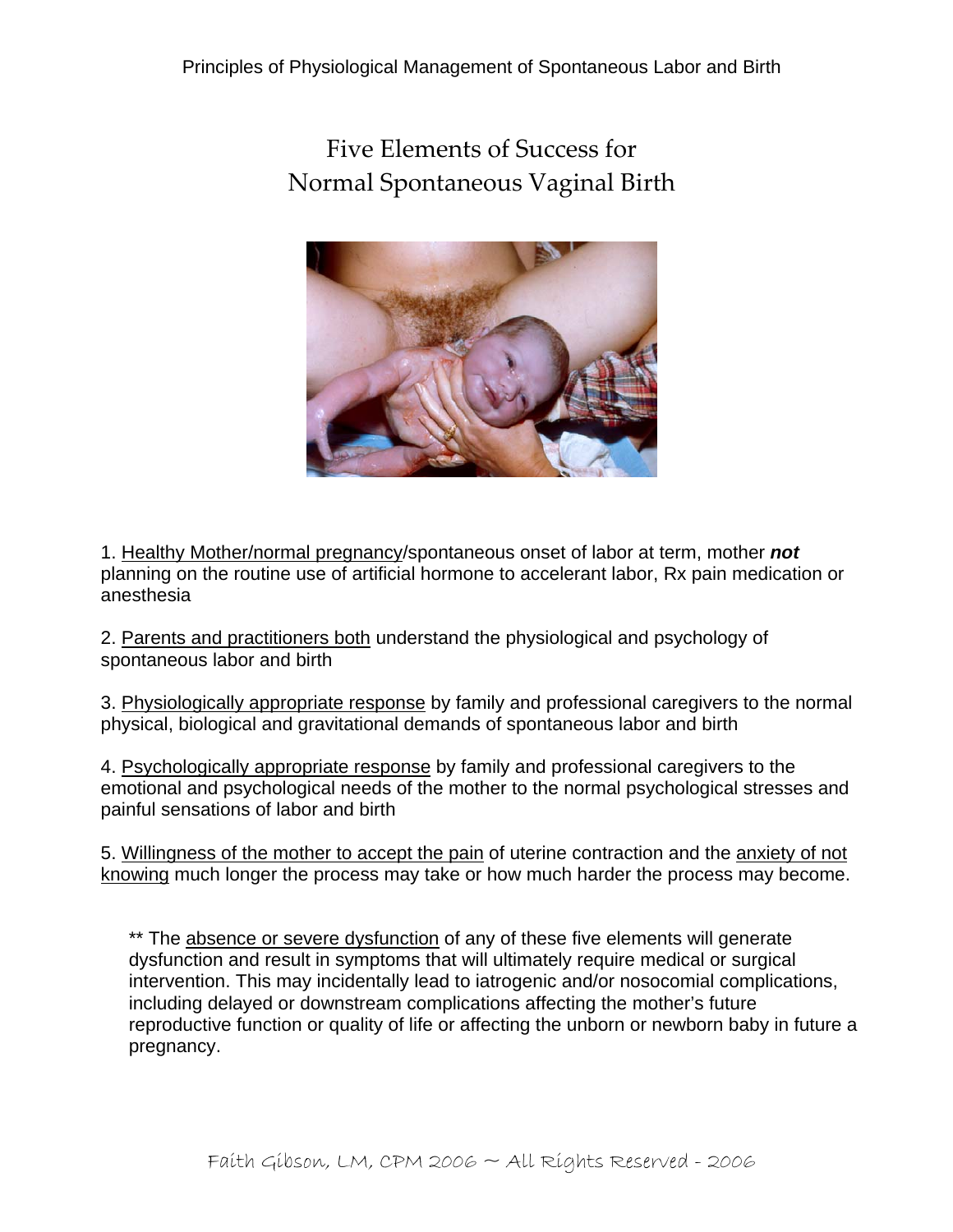# Five Elements of Success for Normal Spontaneous Vaginal Birth

1. Healthy Mother/normal pregnancy/spontaneous onset of labor at term, mother ***not*** planning on the routine use of artificial hormone to accelerant labor, Rx pain medication or anesthesia

2. Parents and practitioners both understand the physiological and psychology of spontaneous labor and birth

3. Physiologically appropriate response by family and professional caregivers to the normal physical, biological and gravitational demands of spontaneous labor and birth

4. Psychologically appropriate response by family and professional caregivers to the emotional and psychological needs of the mother to the normal psychological stresses and painful sensations of labor and birth

5. Willingness of the mother to accept the pain of uterine contraction and the anxiety of not knowing much longer the process may take or how much harder the process may become.

** The absence or severe dysfunction of any of these five elements will generate dysfunction and result in symptoms that will ultimately require medical or surgical intervention. This may incidentally lead to iatrogenic and/or nosocomial complications, including delayed or downstream complications affecting the mother's future reproductive function or quality of life or affecting the unborn or newborn baby in future a pregnancy.

Faith Gibson, LM, CPM 2006 ~ All Rights Reserved - 2006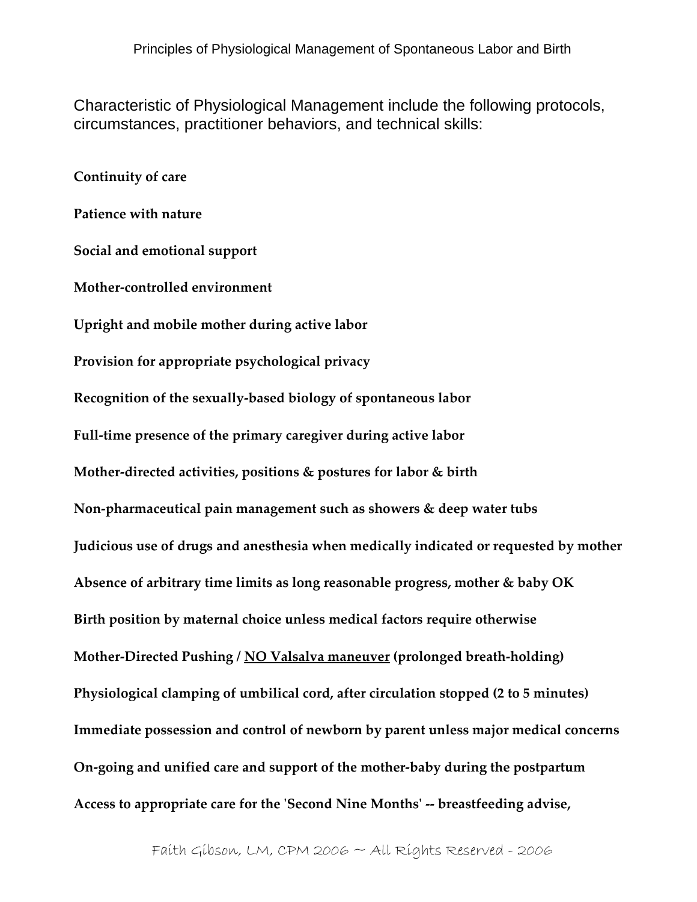Characteristic of Physiological Management include the following protocols, circumstances, practitioner behaviors, and technical skills:

**Continuity of care**

**Patience with nature**

**Social and emotional support**

**Mother-controlled environment**

**Upright and mobile mother during active labor**

**Provision for appropriate psychological privacy**

**Recognition of the sexually-based biology of spontaneous labor**

**Full-time presence of the primary caregiver during active labor**

**Mother-directed activities, positions & postures for labor & birth**

**Non-pharmaceutical pain management such as showers & deep water tubs**

**Judicious use of drugs and anesthesia when medically indicated or requested by mother**

**Absence of arbitrary time limits as long reasonable progress, mother & baby OK**

**Birth position by maternal choice unless medical factors require otherwise**

**Mother-Directed Pushing / <u>NO Valsalva maneuver</u> (prolonged breath-holding)**

**Physiological clamping of umbilical cord, after circulation stopped (2 to 5 minutes)**

**Immediate possession and control of newborn by parent unless major medical concerns**

**On-going and unified care and support of the mother-baby during the postpartum**

**Access to appropriate care for the 'Second Nine Months' -- breastfeeding advise,**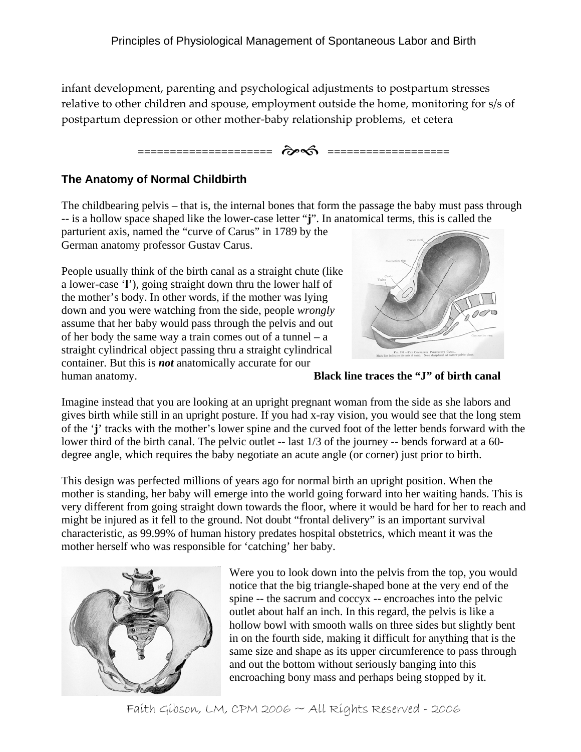infant development, parenting and psychological adjustments to postpartum stresses relative to other children and spouse, employment outside the home, monitoring for s/s of postpartum depression or other mother-baby relationship problems, et cetera

==================== ==================

## The Anatomy of Normal Childbirth

The childbearing pelvis – that is, the internal bones that form the passage the baby must pass through -- is a hollow space shaped like the lower-case letter "**j**". In anatomical terms, this is called the parturient axis, named the "curve of Carus" in 1789 by the German anatomy professor Gustav Carus.

People usually think of the birth canal as a straight chute (like a lower-case '**l**'), going straight down thru the lower half of the mother's body. In other words, if the mother was lying down and you were watching from the side, people *wrongly* assume that her baby would pass through the pelvis and out of her body the same way a train comes out of a tunnel – a straight cylindrical object passing thru a straight cylindrical container. But this is ***not*** anatomically accurate for our human anatomy.

**Black line traces the "J" of birth canal**

Imagine instead that you are looking at an upright pregnant woman from the side as she labors and gives birth while still in an upright posture. If you had x-ray vision, you would see that the long stem of the '**j**' tracks with the mother's lower spine and the curved foot of the letter bends forward with the lower third of the birth canal. The pelvic outlet -- last 1/3 of the journey -- bends forward at a 60-degree angle, which requires the baby negotiate an acute angle (or corner) just prior to birth.

This design was perfected millions of years ago for normal birth an upright position. When the mother is standing, her baby will emerge into the world going forward into her waiting hands. This is very different from going straight down towards the floor, where it would be hard for her to reach and might be injured as it fell to the ground. Not doubt "frontal delivery" is an important survival characteristic, as 99.99% of human history predates hospital obstetrics, which meant it was the mother herself who was responsible for 'catching' her baby.

Were you to look down into the pelvis from the top, you would notice that the big triangle-shaped bone at the very end of the spine -- the sacrum and coccyx -- encroaches into the pelvic outlet about half an inch. In this regard, the pelvis is like a hollow bowl with smooth walls on three sides but slightly bent in on the fourth side, making it difficult for anything that is the same size and shape as its upper circumference to pass through and out the bottom without seriously banging into this encroaching bony mass and perhaps being stopped by it.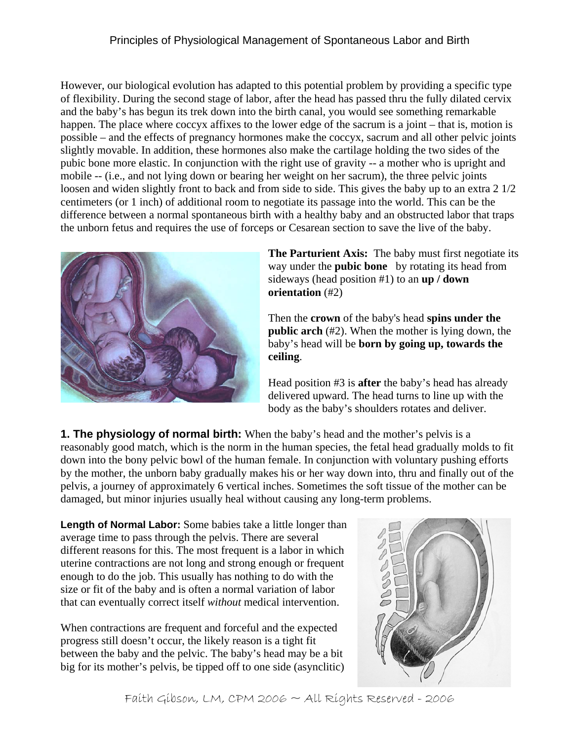However, our biological evolution has adapted to this potential problem by providing a specific type of flexibility. During the second stage of labor, after the head has passed thru the fully dilated cervix and the baby's has begun its trek down into the birth canal, you would see something remarkable happen. The place where coccyx affixes to the lower edge of the sacrum is a joint – that is, motion is possible – and the effects of pregnancy hormones make the coccyx, sacrum and all other pelvic joints slightly movable. In addition, these hormones also make the cartilage holding the two sides of the pubic bone more elastic. In conjunction with the right use of gravity -- a mother who is upright and mobile -- (i.e., and not lying down or bearing her weight on her sacrum), the three pelvic joints loosen and widen slightly front to back and from side to side. This gives the baby up to an extra 2 1/2 centimeters (or 1 inch) of additional room to negotiate its passage into the world. This can be the difference between a normal spontaneous birth with a healthy baby and an obstructed labor that traps the unborn fetus and requires the use of forceps or Cesarean section to save the live of the baby.

**The Parturient Axis:** The baby must first negotiate its way under the **pubic bone** by rotating its head from sideways (head position #1) to an **up / down orientation** (#2)

Then the **crown** of the baby's head **spins under the public arch** (#2). When the mother is lying down, the baby's head will be **born by going up, towards the ceiling**.

Head position #3 is **after** the baby's head has already delivered upward. The head turns to line up with the body as the baby's shoulders rotates and deliver.

**1. The physiology of normal birth:** When the baby's head and the mother's pelvis is a reasonably good match, which is the norm in the human species, the fetal head gradually molds to fit down into the bony pelvic bowl of the human female. In conjunction with voluntary pushing efforts by the mother, the unborn baby gradually makes his or her way down into, thru and finally out of the pelvis, a journey of approximately 6 vertical inches. Sometimes the soft tissue of the mother can be damaged, but minor injuries usually heal without causing any long-term problems.

**Length of Normal Labor:** Some babies take a little longer than average time to pass through the pelvis. There are several different reasons for this. The most frequent is a labor in which uterine contractions are not long and strong enough or frequent enough to do the job. This usually has nothing to do with the size or fit of the baby and is often a normal variation of labor that can eventually correct itself *without* medical intervention.

When contractions are frequent and forceful and the expected progress still doesn't occur, the likely reason is a tight fit between the baby and the pelvic. The baby's head may be a bit big for its mother's pelvis, be tipped off to one side (asynclitic)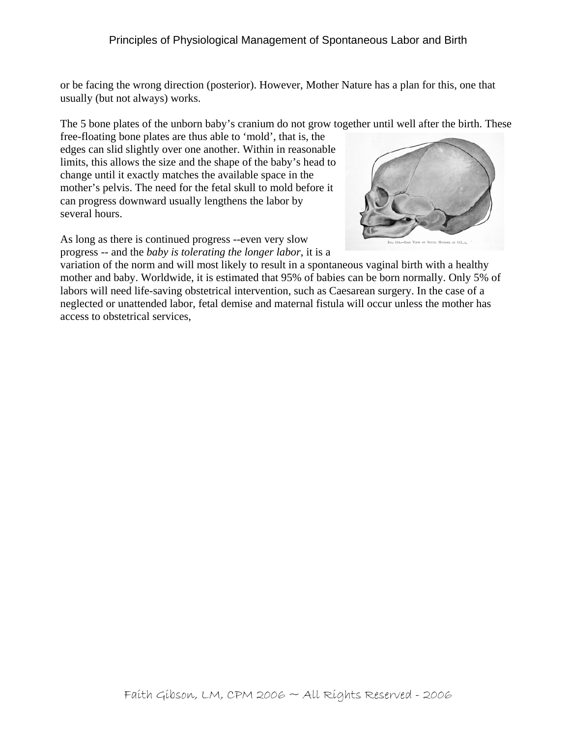or be facing the wrong direction (posterior). However, Mother Nature has a plan for this, one that usually (but not always) works.

The 5 bone plates of the unborn baby's cranium do not grow together until well after the birth. These free-floating bone plates are thus able to 'mold', that is, the edges can slid slightly over one another. Within in reasonable limits, this allows the size and the shape of the baby's head to change until it exactly matches the available space in the mother's pelvis. The need for the fetal skull to mold before it can progress downward usually lengthens the labor by several hours.

Fig. 164.—Side View of Skull Molded in O.L.A.

As long as there is continued progress --even very slow progress -- and the *baby is tolerating the longer labor*, it is a variation of the norm and will most likely to result in a spontaneous vaginal birth with a healthy mother and baby. Worldwide, it is estimated that 95% of babies can be born normally. Only 5% of labors will need life-saving obstetrical intervention, such as Caesarean surgery. In the case of a neglected or unattended labor, fetal demise and maternal fistula will occur unless the mother has access to obstetrical services,